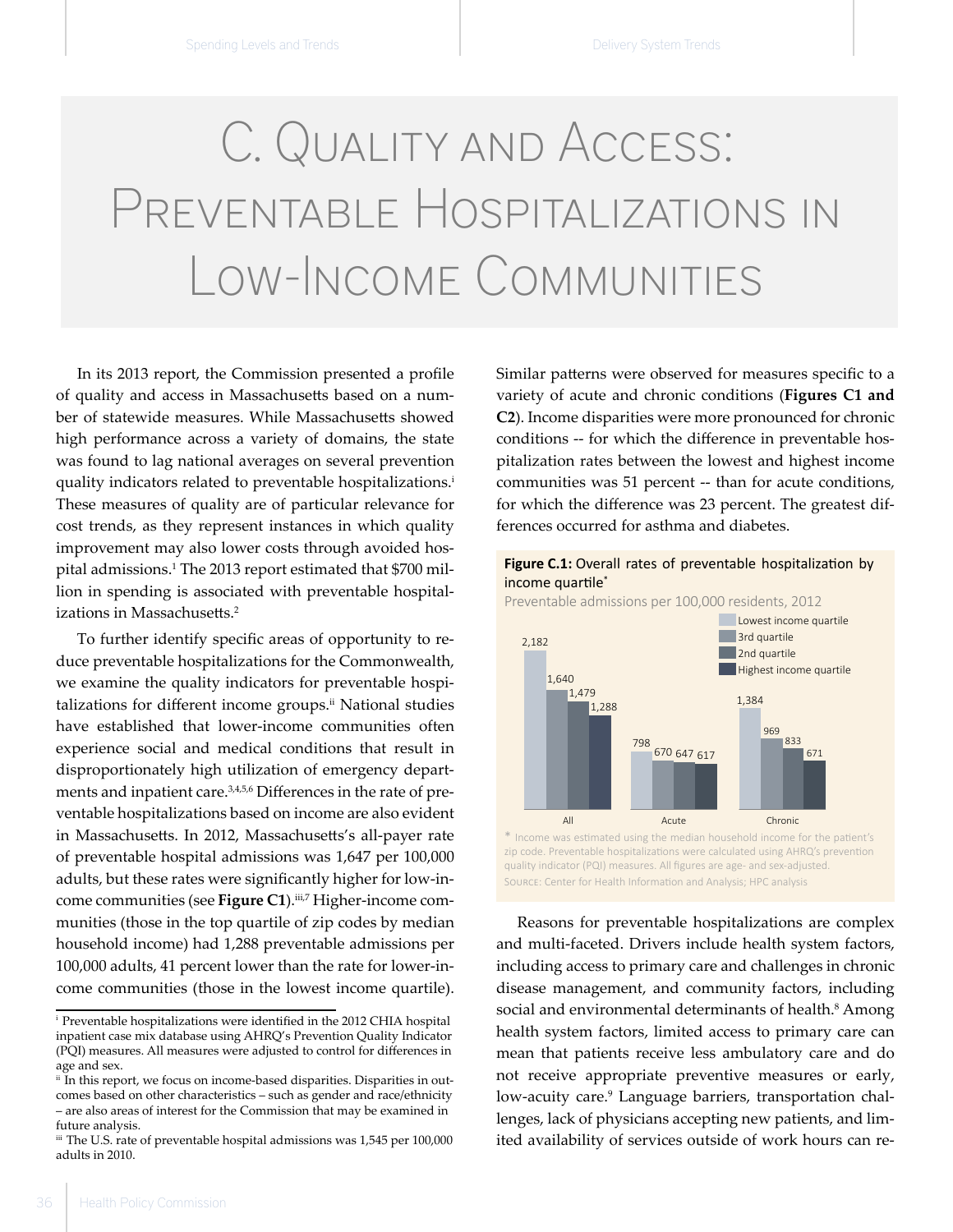# C. Quality and Access: Preventable Hospitalizations in Low-Income Communities

In its 2013 report, the Commission presented a profile of quality and access in Massachusetts based on a number of statewide measures. While Massachusetts showed high performance across a variety of domains, the state was found to lag national averages on several prevention quality indicators related to preventable hospitalizations.[i] These measures of quality are of particular relevance for cost trends, as they represent instances in which quality improvement may also lower costs through avoided hospital admissions.[1] The 2013 report estimated that $700 million in spending is associated with preventable hospitalizations in Massachusetts.[2]

To further identify specific areas of opportunity to reduce preventable hospitalizations for the Commonwealth, we examine the quality indicators for preventable hospitalizations for different income groups.[ii] National studies have established that lower-income communities often experience social and medical conditions that result in disproportionately high utilization of emergency departments and inpatient care.[3,4,5,6] Differences in the rate of preventable hospitalizations based on income are also evident in Massachusetts. In 2012, Massachusetts's all-payer rate of preventable hospital admissions was 1,647 per 100,000 adults, but these rates were significantly higher for low-income communities (see **Figure C1**).[iii,7] Higher-income communities (those in the top quartile of zip codes by median household income) had 1,288 preventable admissions per 100,000 adults, 41 percent lower than the rate for lower-income communities (those in the lowest income quartile). Similar patterns were observed for measures specific to a variety of acute and chronic conditions (**Figures C1 and C2**). Income disparities were more pronounced for chronic conditions -- for which the difference in preventable hospitalization rates between the lowest and highest income communities was 51 percent -- than for acute conditions, for which the difference was 23 percent. The greatest differences occurred for asthma and diabetes.

**Figure C.1:** Overall rates of preventable hospitalization by income quartile*

Preventable admissions per 100,000 residents, 2012

| | Lowest income quartile | 3rd quartile | 2nd quartile | Highest income quartile |
|---|---|---|---|---|
| All | 2,182 | 1,640 | 1,479 | 1,288 |
| Acute | 798 | 670 | 647 | 617 |
| Chronic | 1,384 | 969 | 833 | 671 |

* Income was estimated using the median household income for the patient's zip code. Preventable hospitalizations were calculated using AHRQ's prevention quality indicator (PQI) measures. All figures are age- and sex-adjusted.

Source: Center for Health Information and Analysis; HPC analysis

Reasons for preventable hospitalizations are complex and multi-faceted. Drivers include health system factors, including access to primary care and challenges in chronic disease management, and community factors, including social and environmental determinants of health.[8] Among health system factors, limited access to primary care can mean that patients receive less ambulatory care and do not receive appropriate preventive measures or early, low-acuity care.[9] Language barriers, transportation challenges, lack of physicians accepting new patients, and limited availability of services outside of work hours can re-

---

[i] Preventable hospitalizations were identified in the 2012 CHIA hospital inpatient case mix database using AHRQ's Prevention Quality Indicator (PQI) measures. All measures were adjusted to control for differences in age and sex.

[ii] In this report, we focus on income-based disparities. Disparities in outcomes based on other characteristics – such as gender and race/ethnicity – are also areas of interest for the Commission that may be examined in future analysis.

[iii] The U.S. rate of preventable hospital admissions was 1,545 per 100,000 adults in 2010.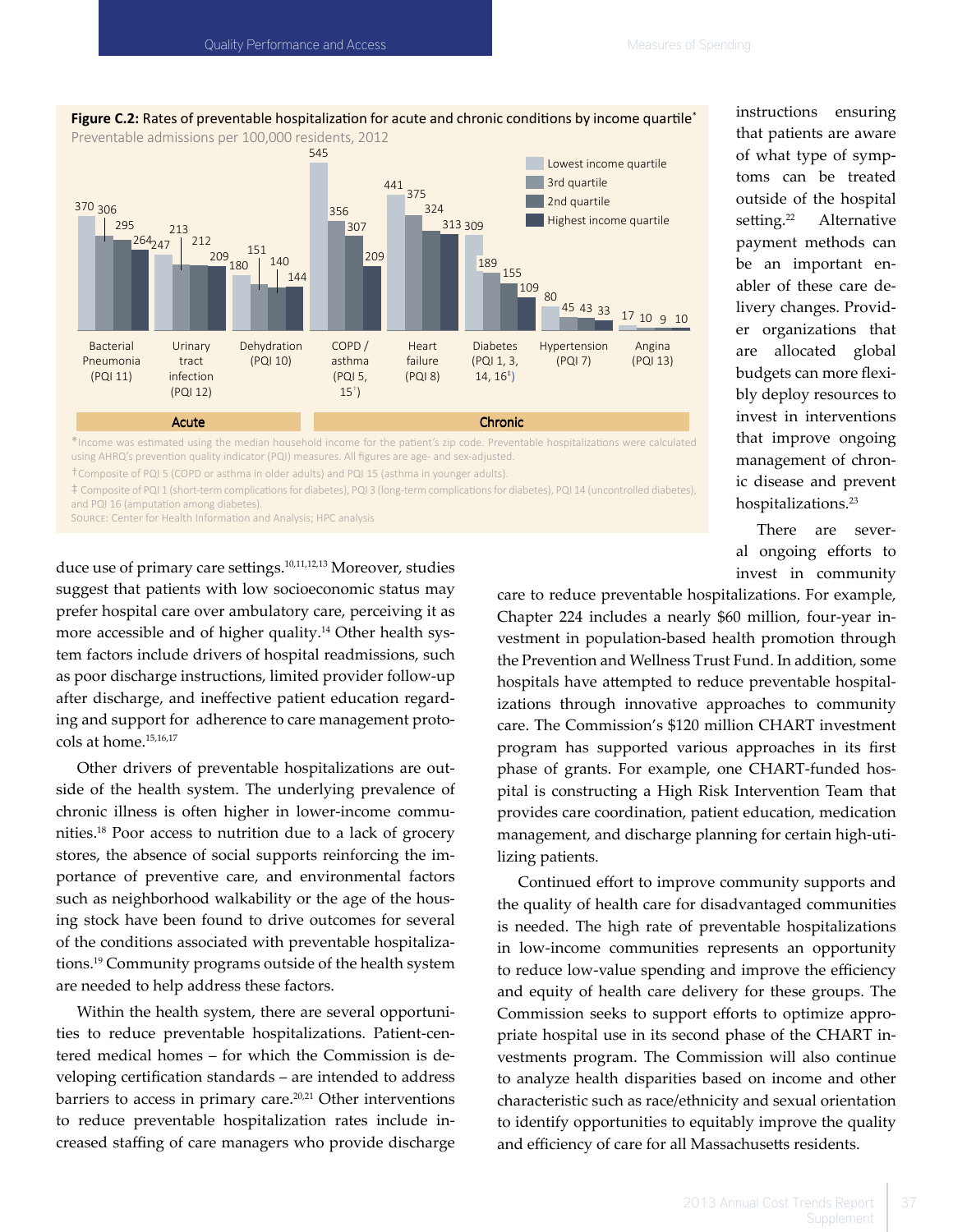**Figure C.2:** Rates of preventable hospitalization for acute and chronic conditions by income quartile*

Preventable admissions per 100,000 residents, 2012

| Condition | Type | Lowest income quartile | 3rd quartile | 2nd quartile | Highest income quartile |
|---|---|---|---|---|---|
| Bacterial Pneumonia (PQI 11) | Acute | 370 | 306 | 295 | 264 |
| Urinary tract infection (PQI 12) | Acute | 247 | 213 | 212 | 209 |
| Dehydration (PQI 10) | Acute | 180 | 151 | 140 | 144 |
| COPD / asthma (PQI 5, 15†) | Chronic | 545 | 356 | 307 | 209 |
| Heart failure (PQI 8) | Chronic | 441 | 375 | 324 | 313 |
| Diabetes (PQI 1, 3, 14, 16‡) | Chronic | 309 | 189 | 155 | 109 |
| Hypertension (PQI 7) | Chronic | 80 | 45 | 43 | 33 |
| Angina (PQI 13) | Chronic | 17 | 10 | 9 | 10 |

*Income was estimated using the median household income for the patient's zip code. Preventable hospitalizations were calculated using AHRQ's prevention quality indicator (PQI) measures. All figures are age- and sex-adjusted.

†Composite of PQI 5 (COPD or asthma in older adults) and PQI 15 (asthma in younger adults).

‡ Composite of PQI 1 (short-term complications for diabetes), PQI 3 (long-term complications for diabetes), PQI 14 (uncontrolled diabetes), and PQI 16 (amputation among diabetes).

SOURCE: Center for Health Information and Analysis; HPC analysis

duce use of primary care settings.[10,11,12,13] Moreover, studies suggest that patients with low socioeconomic status may prefer hospital care over ambulatory care, perceiving it as more accessible and of higher quality.[14] Other health system factors include drivers of hospital readmissions, such as poor discharge instructions, limited provider follow-up after discharge, and ineffective patient education regarding and support for adherence to care management protocols at home.[15,16,17]

Other drivers of preventable hospitalizations are outside of the health system. The underlying prevalence of chronic illness is often higher in lower-income communities.[18] Poor access to nutrition due to a lack of grocery stores, the absence of social supports reinforcing the importance of preventive care, and environmental factors such as neighborhood walkability or the age of the housing stock have been found to drive outcomes for several of the conditions associated with preventable hospitalizations.[19] Community programs outside of the health system are needed to help address these factors.

Within the health system, there are several opportunities to reduce preventable hospitalizations. Patient-centered medical homes – for which the Commission is developing certification standards – are intended to address barriers to access in primary care.[20,21] Other interventions to reduce preventable hospitalization rates include increased staffing of care managers who provide discharge instructions ensuring that patients are aware of what type of symptoms can be treated outside of the hospital setting.[22] Alternative payment methods can be an important enabler of these care delivery changes. Provider organizations that are allocated global budgets can more flexibly deploy resources to invest in interventions that improve ongoing management of chronic disease and prevent hospitalizations.[23]

There are several ongoing efforts to invest in community care to reduce preventable hospitalizations. For example, Chapter 224 includes a nearly $60 million, four-year investment in population-based health promotion through the Prevention and Wellness Trust Fund. In addition, some hospitals have attempted to reduce preventable hospitalizations through innovative approaches to community care. The Commission's $120 million CHART investment program has supported various approaches in its first phase of grants. For example, one CHART-funded hospital is constructing a High Risk Intervention Team that provides care coordination, patient education, medication management, and discharge planning for certain high-utilizing patients.

Continued effort to improve community supports and the quality of health care for disadvantaged communities is needed. The high rate of preventable hospitalizations in low-income communities represents an opportunity to reduce low-value spending and improve the efficiency and equity of health care delivery for these groups. The Commission seeks to support efforts to optimize appropriate hospital use in its second phase of the CHART investments program. The Commission will also continue to analyze health disparities based on income and other characteristic such as race/ethnicity and sexual orientation to identify opportunities to equitably improve the quality and efficiency of care for all Massachusetts residents.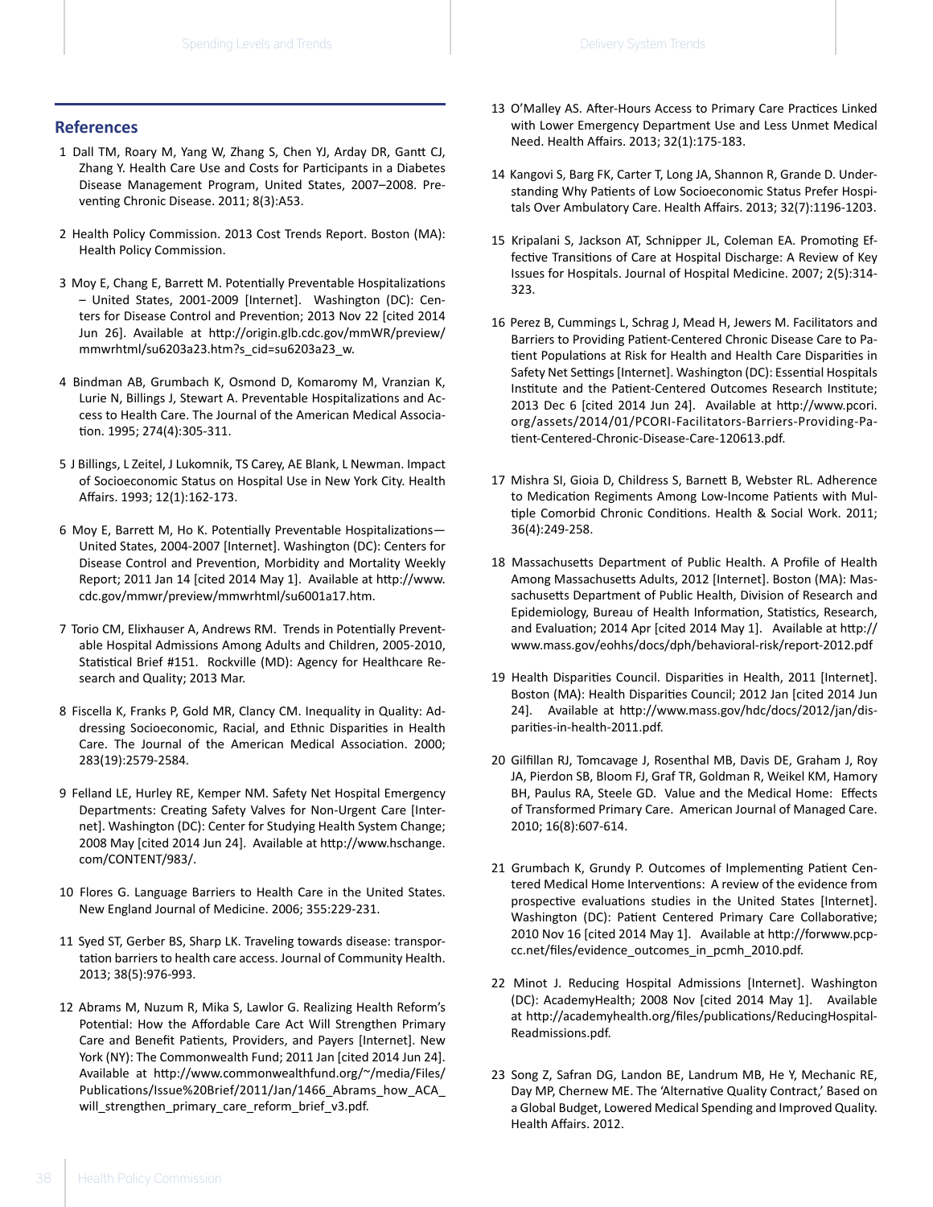## References

1. Dall TM, Roary M, Yang W, Zhang S, Chen YJ, Arday DR, Gantt CJ, Zhang Y. Health Care Use and Costs for Participants in a Diabetes Disease Management Program, United States, 2007–2008. Preventing Chronic Disease. 2011; 8(3):A53.

2. Health Policy Commission. 2013 Cost Trends Report. Boston (MA): Health Policy Commission.

3. Moy E, Chang E, Barrett M. Potentially Preventable Hospitalizations – United States, 2001-2009 [Internet]. Washington (DC): Centers for Disease Control and Prevention; 2013 Nov 22 [cited 2014 Jun 26]. Available at http://origin.glb.cdc.gov/mmWR/preview/mmwrhtml/su6203a23.htm?s_cid=su6203a23_w.

4. Bindman AB, Grumbach K, Osmond D, Komaromy M, Vranzian K, Lurie N, Billings J, Stewart A. Preventable Hospitalizations and Access to Health Care. The Journal of the American Medical Association. 1995; 274(4):305-311.

5. J Billings, L Zeitel, J Lukomnik, TS Carey, AE Blank, L Newman. Impact of Socioeconomic Status on Hospital Use in New York City. Health Affairs. 1993; 12(1):162-173.

6. Moy E, Barrett M, Ho K. Potentially Preventable Hospitalizations—United States, 2004-2007 [Internet]. Washington (DC): Centers for Disease Control and Prevention, Morbidity and Mortality Weekly Report; 2011 Jan 14 [cited 2014 May 1]. Available at http://www.cdc.gov/mmwr/preview/mmwrhtml/su6001a17.htm.

7. Torio CM, Elixhauser A, Andrews RM. Trends in Potentially Preventable Hospital Admissions Among Adults and Children, 2005-2010, Statistical Brief #151. Rockville (MD): Agency for Healthcare Research and Quality; 2013 Mar.

8. Fiscella K, Franks P, Gold MR, Clancy CM. Inequality in Quality: Addressing Socioeconomic, Racial, and Ethnic Disparities in Health Care. The Journal of the American Medical Association. 2000; 283(19):2579-2584.

9. Felland LE, Hurley RE, Kemper NM. Safety Net Hospital Emergency Departments: Creating Safety Valves for Non-Urgent Care [Internet]. Washington (DC): Center for Studying Health System Change; 2008 May [cited 2014 Jun 24]. Available at http://www.hschange.com/CONTENT/983/.

10. Flores G. Language Barriers to Health Care in the United States. New England Journal of Medicine. 2006; 355:229-231.

11. Syed ST, Gerber BS, Sharp LK. Traveling towards disease: transportation barriers to health care access. Journal of Community Health. 2013; 38(5):976-993.

12. Abrams M, Nuzum R, Mika S, Lawlor G. Realizing Health Reform's Potential: How the Affordable Care Act Will Strengthen Primary Care and Benefit Patients, Providers, and Payers [Internet]. New York (NY): The Commonwealth Fund; 2011 Jan [cited 2014 Jun 24]. Available at http://www.commonwealthfund.org/~/media/Files/Publications/Issue%20Brief/2011/Jan/1466_Abrams_how_ACA_will_strengthen_primary_care_reform_brief_v3.pdf.

13. O'Malley AS. After-Hours Access to Primary Care Practices Linked with Lower Emergency Department Use and Less Unmet Medical Need. Health Affairs. 2013; 32(1):175-183.

14. Kangovi S, Barg FK, Carter T, Long JA, Shannon R, Grande D. Understanding Why Patients of Low Socioeconomic Status Prefer Hospitals Over Ambulatory Care. Health Affairs. 2013; 32(7):1196-1203.

15. Kripalani S, Jackson AT, Schnipper JL, Coleman EA. Promoting Effective Transitions of Care at Hospital Discharge: A Review of Key Issues for Hospitals. Journal of Hospital Medicine. 2007; 2(5):314-323.

16. Perez B, Cummings L, Schrag J, Mead H, Jewers M. Facilitators and Barriers to Providing Patient-Centered Chronic Disease Care to Patient Populations at Risk for Health and Health Care Disparities in Safety Net Settings [Internet]. Washington (DC): Essential Hospitals Institute and the Patient-Centered Outcomes Research Institute; 2013 Dec 6 [cited 2014 Jun 24]. Available at http://www.pcori.org/assets/2014/01/PCORI-Facilitators-Barriers-Providing-Patient-Centered-Chronic-Disease-Care-120613.pdf.

17. Mishra SI, Gioia D, Childress S, Barnett B, Webster RL. Adherence to Medication Regiments Among Low-Income Patients with Multiple Comorbid Chronic Conditions. Health & Social Work. 2011; 36(4):249-258.

18. Massachusetts Department of Public Health. A Profile of Health Among Massachusetts Adults, 2012 [Internet]. Boston (MA): Massachusetts Department of Public Health, Division of Research and Epidemiology, Bureau of Health Information, Statistics, Research, and Evaluation; 2014 Apr [cited 2014 May 1]. Available at http://www.mass.gov/eohhs/docs/dph/behavioral-risk/report-2012.pdf

19. Health Disparities Council. Disparities in Health, 2011 [Internet]. Boston (MA): Health Disparities Council; 2012 Jan [cited 2014 Jun 24]. Available at http://www.mass.gov/hdc/docs/2012/jan/disparities-in-health-2011.pdf.

20. Gilfillan RJ, Tomcavage J, Rosenthal MB, Davis DE, Graham J, Roy JA, Pierdon SB, Bloom FJ, Graf TR, Goldman R, Weikel KM, Hamory BH, Paulus RA, Steele GD. Value and the Medical Home: Effects of Transformed Primary Care. American Journal of Managed Care. 2010; 16(8):607-614.

21. Grumbach K, Grundy P. Outcomes of Implementing Patient Centered Medical Home Interventions: A review of the evidence from prospective evaluations studies in the United States [Internet]. Washington (DC): Patient Centered Primary Care Collaborative; 2010 Nov 16 [cited 2014 May 1]. Available at http://forwww.pcpcc.net/files/evidence_outcomes_in_pcmh_2010.pdf.

22. Minot J. Reducing Hospital Admissions [Internet]. Washington (DC): AcademyHealth; 2008 Nov [cited 2014 May 1]. Available at http://academyhealth.org/files/publications/ReducingHospitalReadmissions.pdf.

23. Song Z, Safran DG, Landon BE, Landrum MB, He Y, Mechanic RE, Day MP, Chernew ME. The 'Alternative Quality Contract,' Based on a Global Budget, Lowered Medical Spending and Improved Quality. Health Affairs. 2012.